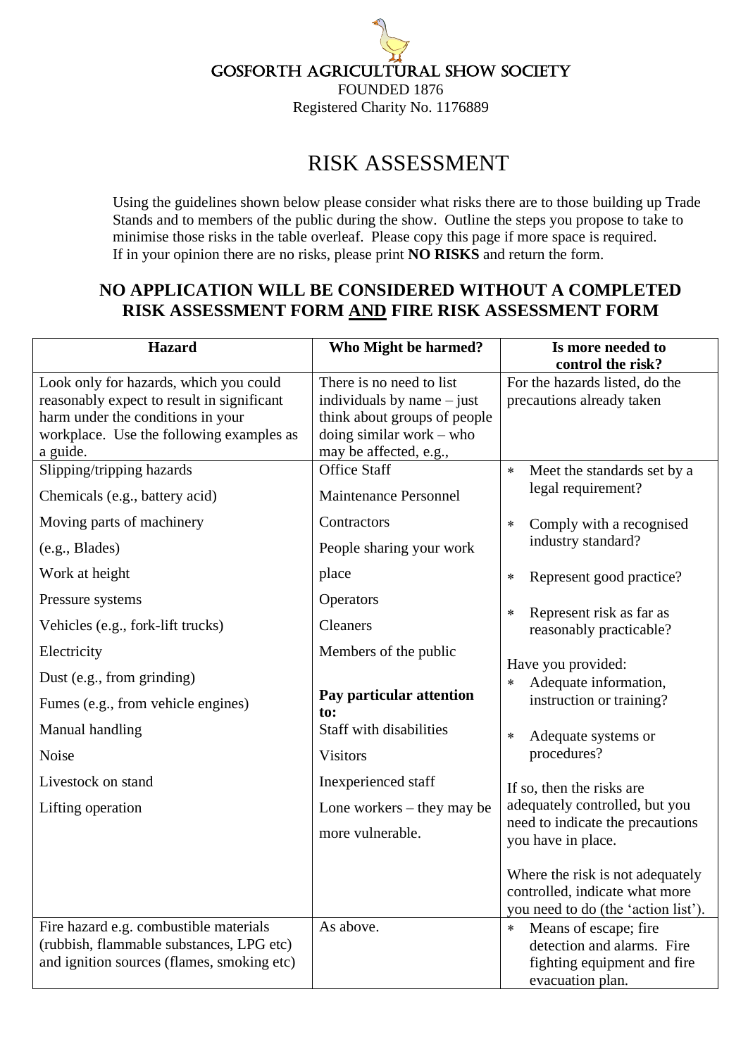GOSFORTH AGRICULTURAL SHOW SOCIETY

FOUNDED 1876

Registered Charity No. 1176889

# RISK ASSESSMENT

Using the guidelines shown below please consider what risks there are to those building up Trade Stands and to members of the public during the show. Outline the steps you propose to take to minimise those risks in the table overleaf. Please copy this page if more space is required. If in your opinion there are no risks, please print **NO RISKS** and return the form.

**NO APPLICATION WILL BE CONSIDERED WITHOUT A COMPLETED RISK ASSESSMENT FORM AND FIRE RISK ASSESSMENT FORM**

| Hazard | Who Might be harmed? | Is more needed to control the risk? |
|---|---|---|
| Look only for hazards, which you could reasonably expect to result in significant harm under the conditions in your workplace. Use the following examples as a guide. | There is no need to list individuals by name – just think about groups of people doing similar work – who may be affected, e.g., | For the hazards listed, do the precautions already taken |
| Slipping/tripping hazards<br>Chemicals (e.g., battery acid)<br>Moving parts of machinery<br>(e.g., Blades)<br>Work at height<br>Pressure systems<br>Vehicles (e.g., fork-lift trucks)<br>Electricity<br>Dust (e.g., from grinding)<br>Fumes (e.g., from vehicle engines)<br>Manual handling<br>Noise<br>Livestock on stand<br>Lifting operation | Office Staff<br>Maintenance Personnel<br>Contractors<br>People sharing your work place<br>Operators<br>Cleaners<br>Members of the public<br><br>**Pay particular attention to:**<br>Staff with disabilities<br>Visitors<br>Inexperienced staff<br>Lone workers – they may be more vulnerable. | * Meet the standards set by a legal requirement?<br>* Comply with a recognised industry standard?<br>* Represent good practice?<br>* Represent risk as far as reasonably practicable?<br><br>Have you provided:<br>* Adequate information, instruction or training?<br>* Adequate systems or procedures?<br><br>If so, then the risks are adequately controlled, but you need to indicate the precautions you have in place.<br><br>Where the risk is not adequately controlled, indicate what more you need to do (the 'action list'). |
| Fire hazard e.g. combustible materials (rubbish, flammable substances, LPG etc) and ignition sources (flames, smoking etc) | As above. | * Means of escape; fire detection and alarms. Fire fighting equipment and fire evacuation plan. |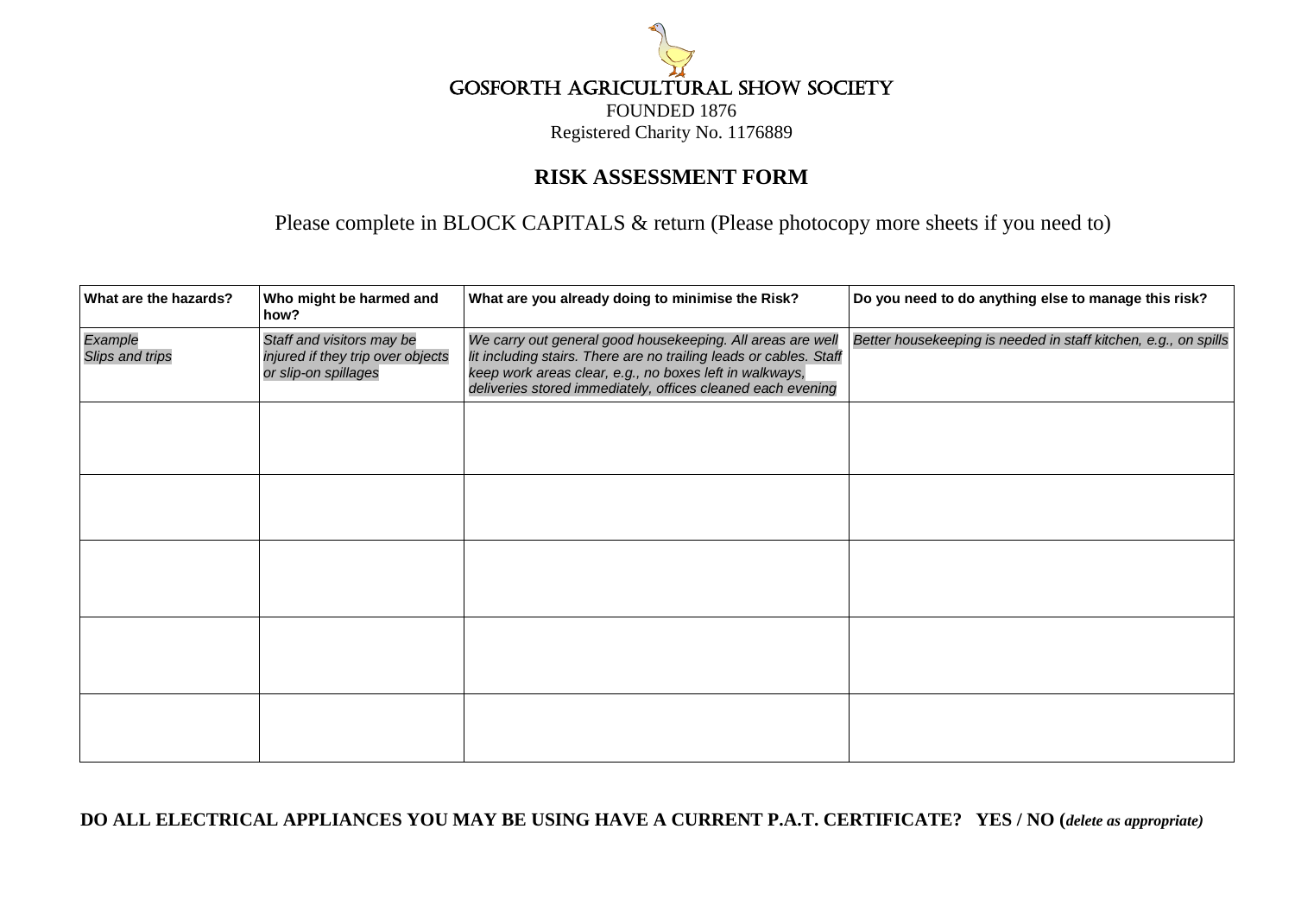# GOSFORTH AGRICULTURAL SHOW SOCIETY

FOUNDED 1876

Registered Charity No. 1176889

## RISK ASSESSMENT FORM

Please complete in BLOCK CAPITALS & return (Please photocopy more sheets if you need to)

| What are the hazards? | Who might be harmed and how? | What are you already doing to minimise the Risk? | Do you need to do anything else to manage this risk? |
|---|---|---|---|
| *Example Slips and trips* | *Staff and visitors may be injured if they trip over objects or slip-on spillages* | *We carry out general good housekeeping. All areas are well lit including stairs. There are no trailing leads or cables. Staff keep work areas clear, e.g., no boxes left in walkways, deliveries stored immediately, offices cleaned each evening* | *Better housekeeping is needed in staff kitchen, e.g., on spills* |
| | | | |
| | | | |
| | | | |
| | | | |
| | | | |

**DO ALL ELECTRICAL APPLIANCES YOU MAY BE USING HAVE A CURRENT P.A.T. CERTIFICATE? YES / NO (*delete as appropriate)***